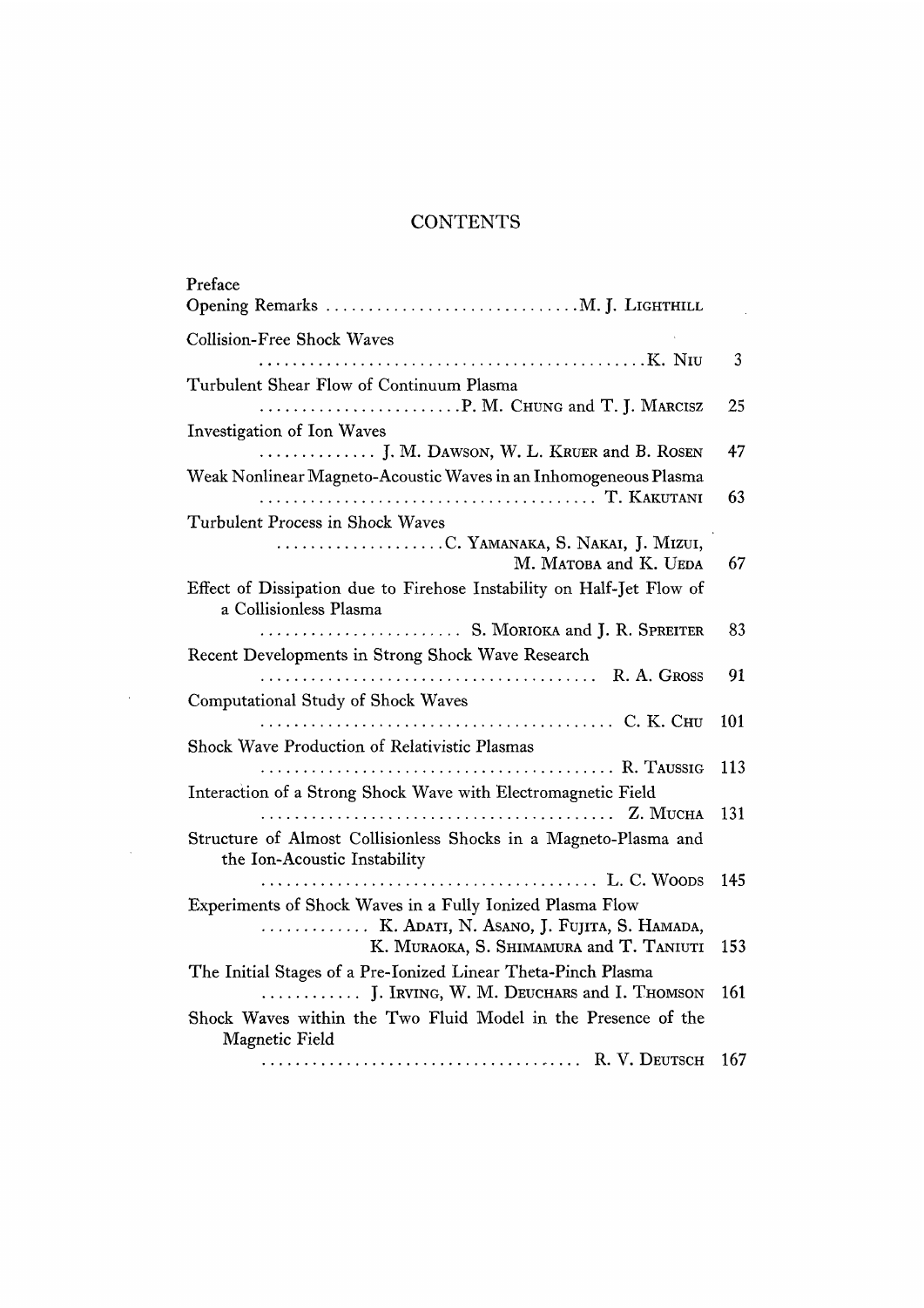# CONTENTS

Preface

Opening Remarks .............................. M. J. LIGHTHILL

Collision-Free Shock Waves
............................................. K. NIU 3

Turbulent Shear Flow of Continuum Plasma
........................ P. M. CHUNG and T. J. MARCISZ 25

Investigation of Ion Waves
.............. J. M. DAWSON, W. L. KRUER and B. ROSEN 47

Weak Nonlinear Magneto-Acoustic Waves in an Inhomogeneous Plasma
........................................ T. KAKUTANI 63

Turbulent Process in Shock Waves
.................... C. YAMANAKA, S. NAKAI, J. MIZUI, M. MATOBA and K. UEDA 67

Effect of Dissipation due to Firehose Instability on Half-Jet Flow of a Collisionless Plasma
........................ S. MORIOKA and J. R. SPREITER 83

Recent Developments in Strong Shock Wave Research
........................................ R. A. GROSS 91

Computational Study of Shock Waves
.......................................... C. K. CHU 101

Shock Wave Production of Relativistic Plasmas
.......................................... R. TAUSSIG 113

Interaction of a Strong Shock Wave with Electromagnetic Field
.......................................... Z. MUCHA 131

Structure of Almost Collisionless Shocks in a Magneto-Plasma and the Ion-Acoustic Instability
........................................ L. C. WOODS 145

Experiments of Shock Waves in a Fully Ionized Plasma Flow
............. K. ADATI, N. ASANO, J. FUJITA, S. HAMADA, K. MURAOKA, S. SHIMAMURA and T. TANIUTI 153

The Initial Stages of a Pre-Ionized Linear Theta-Pinch Plasma
........... J. IRVING, W. M. DEUCHARS and I. THOMSON 161

Shock Waves within the Two Fluid Model in the Presence of the Magnetic Field
...................................... R. V. DEUTSCH 167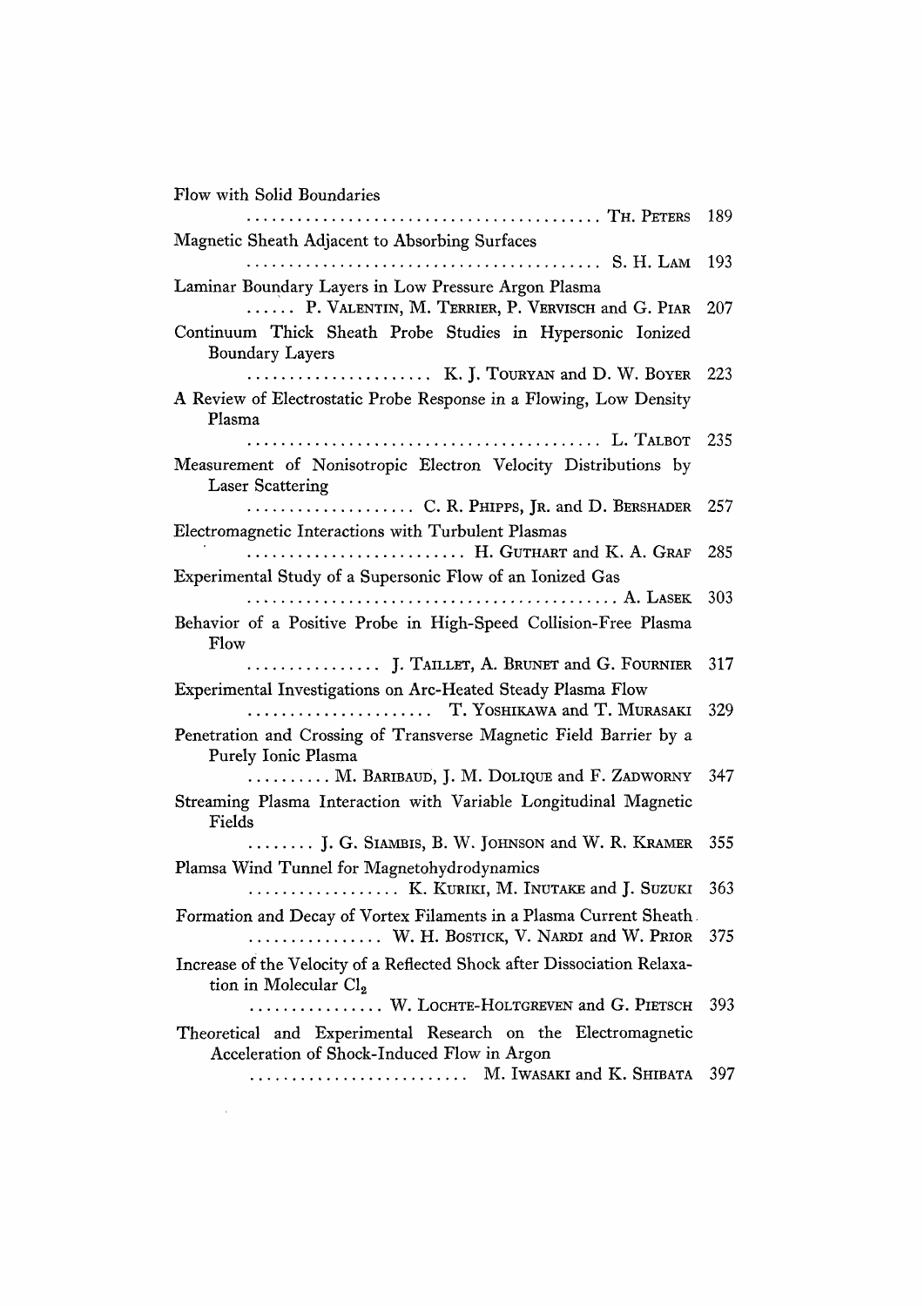Flow with Solid Boundaries
.......... TH. PETERS 189

Magnetic Sheath Adjacent to Absorbing Surfaces
.......... S. H. LAM 193

Laminar Boundary Layers in Low Pressure Argon Plasma
.......... P. VALENTIN, M. TERRIER, P. VERVISCH and G. PIAR 207

Continuum Thick Sheath Probe Studies in Hypersonic Ionized Boundary Layers
.......... K. J. TOURYAN and D. W. BOYER 223

A Review of Electrostatic Probe Response in a Flowing, Low Density Plasma
.......... L. TALBOT 235

Measurement of Nonisotropic Electron Velocity Distributions by Laser Scattering
.......... C. R. PHIPPS, JR. and D. BERSHADER 257

Electromagnetic Interactions with Turbulent Plasmas
.......... H. GUTHART and K. A. GRAF 285

Experimental Study of a Supersonic Flow of an Ionized Gas
.......... A. LASEK 303

Behavior of a Positive Probe in High-Speed Collision-Free Plasma Flow
.......... J. TAILLET, A. BRUNET and G. FOURNIER 317

Experimental Investigations on Arc-Heated Steady Plasma Flow
.......... T. YOSHIKAWA and T. MURASAKI 329

Penetration and Crossing of Transverse Magnetic Field Barrier by a Purely Ionic Plasma
.......... M. BARIBAUD, J. M. DOLIQUE and F. ZADWORNY 347

Streaming Plasma Interaction with Variable Longitudinal Magnetic Fields
.......... J. G. SIAMBIS, B. W. JOHNSON and W. R. KRAMER 355

Plamsa Wind Tunnel for Magnetohydrodynamics
.......... K. KURIKI, M. INUTAKE and J. SUZUKI 363

Formation and Decay of Vortex Filaments in a Plasma Current Sheath
.......... W. H. BOSTICK, V. NARDI and W. PRIOR 375

Increase of the Velocity of a Reflected Shock after Dissociation Relaxation in Molecular $Cl_2$
.......... W. LOCHTE-HOLTGREVEN and G. PIETSCH 393

Theoretical and Experimental Research on the Electromagnetic Acceleration of Shock-Induced Flow in Argon
.......... M. IWASAKI and K. SHIBATA 397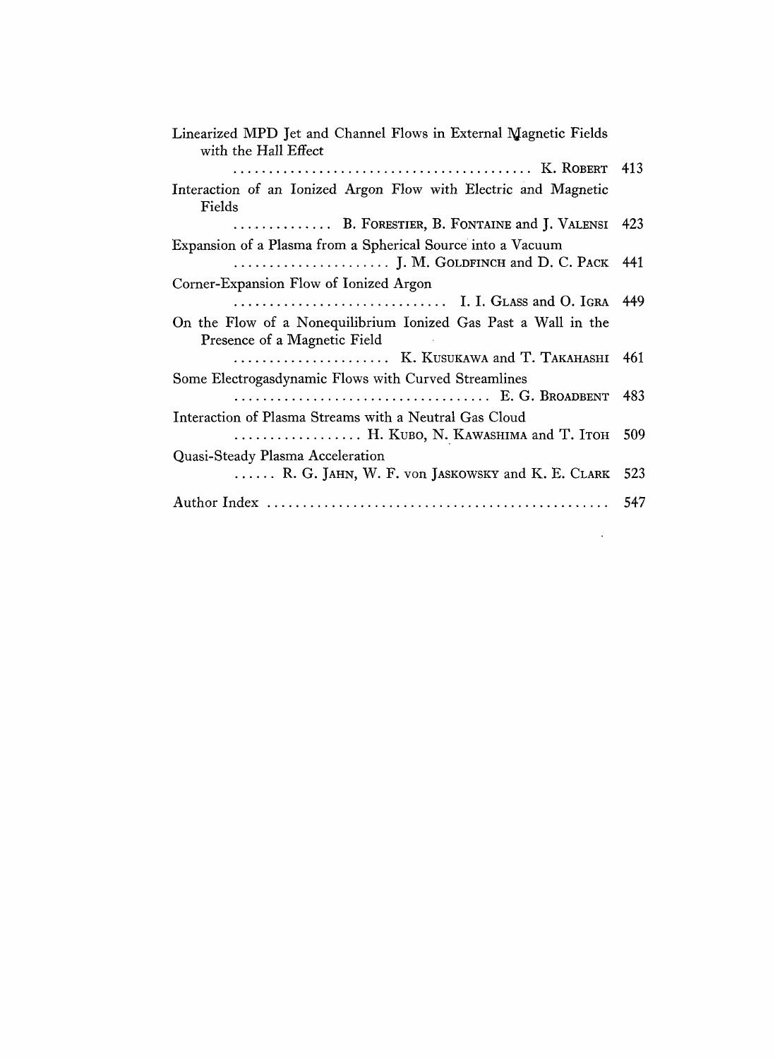Linearized MPD Jet and Channel Flows in External Magnetic Fields with the Hall Effect

.......................................... K. Robert 413

Interaction of an Ionized Argon Flow with Electric and Magnetic Fields

............. B. Forestier, B. Fontaine and J. Valensi 423

Expansion of a Plasma from a Spherical Source into a Vacuum

..................... J. M. Goldfinch and D. C. Pack 441

Corner-Expansion Flow of Ionized Argon

.............................. I. I. Glass and O. Igra 449

On the Flow of a Nonequilibrium Ionized Gas Past a Wall in the Presence of a Magnetic Field

..................... K. Kusukawa and T. Takahashi 461

Some Electrogasdynamic Flows with Curved Streamlines

.................................... E. G. Broadbent 483

Interaction of Plasma Streams with a Neutral Gas Cloud

................. H. Kubo, N. Kawashima and T. Itoh 509

Quasi-Steady Plasma Acceleration

...... R. G. Jahn, W. F. von Jaskowsky and K. E. Clark 523

Author Index ................................................ 547